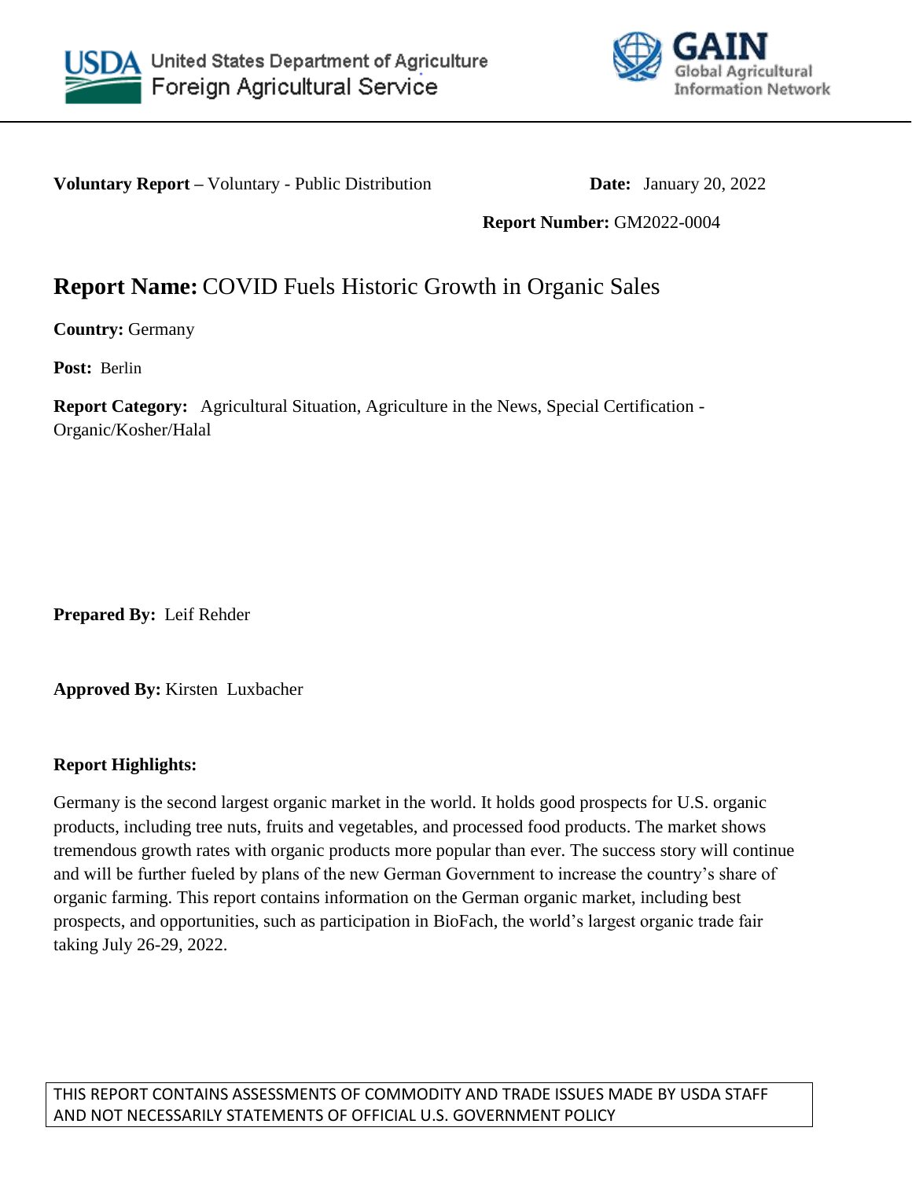United States Department of Agriculture
Foreign Agricultural Service

GAIN
Global Agricultural Information Network

**Voluntary Report –** Voluntary - Public Distribution **Date:** January 20, 2022

**Report Number:** GM2022-0004

# **Report Name:** COVID Fuels Historic Growth in Organic Sales

**Country:** Germany

**Post:** Berlin

**Report Category:** Agricultural Situation, Agriculture in the News, Special Certification - Organic/Kosher/Halal

**Prepared By:** Leif Rehder

**Approved By:** Kirsten Luxbacher

**Report Highlights:**

Germany is the second largest organic market in the world. It holds good prospects for U.S. organic products, including tree nuts, fruits and vegetables, and processed food products. The market shows tremendous growth rates with organic products more popular than ever. The success story will continue and will be further fueled by plans of the new German Government to increase the country's share of organic farming. This report contains information on the German organic market, including best prospects, and opportunities, such as participation in BioFach, the world's largest organic trade fair taking July 26-29, 2022.

THIS REPORT CONTAINS ASSESSMENTS OF COMMODITY AND TRADE ISSUES MADE BY USDA STAFF AND NOT NECESSARILY STATEMENTS OF OFFICIAL U.S. GOVERNMENT POLICY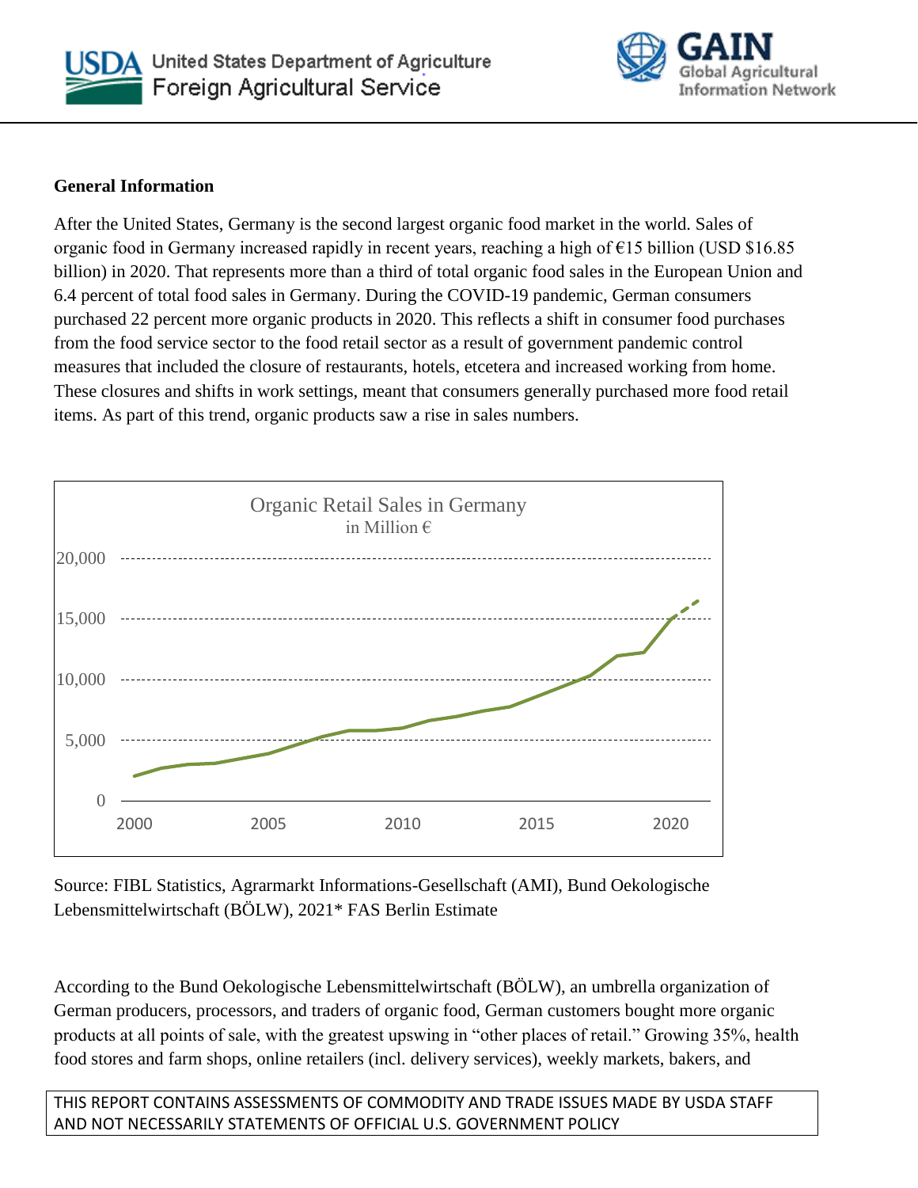**General Information**

After the United States, Germany is the second largest organic food market in the world. Sales of organic food in Germany increased rapidly in recent years, reaching a high of €15 billion (USD $16.85 billion) in 2020. That represents more than a third of total organic food sales in the European Union and 6.4 percent of total food sales in Germany. During the COVID-19 pandemic, German consumers purchased 22 percent more organic products in 2020. This reflects a shift in consumer food purchases from the food service sector to the food retail sector as a result of government pandemic control measures that included the closure of restaurants, hotels, etcetera and increased working from home. These closures and shifts in work settings, meant that consumers generally purchased more food retail items. As part of this trend, organic products saw a rise in sales numbers.

Organic Retail Sales in Germany
in Million €

Source: FIBL Statistics, Agrarmarkt Informations-Gesellschaft (AMI), Bund Oekologische Lebensmittelwirtschaft (BÖLW), 2021* FAS Berlin Estimate

According to the Bund Oekologische Lebensmittelwirtschaft (BÖLW), an umbrella organization of German producers, processors, and traders of organic food, German customers bought more organic products at all points of sale, with the greatest upswing in "other places of retail." Growing 35%, health food stores and farm shops, online retailers (incl. delivery services), weekly markets, bakers, and

THIS REPORT CONTAINS ASSESSMENTS OF COMMODITY AND TRADE ISSUES MADE BY USDA STAFF AND NOT NECESSARILY STATEMENTS OF OFFICIAL U.S. GOVERNMENT POLICY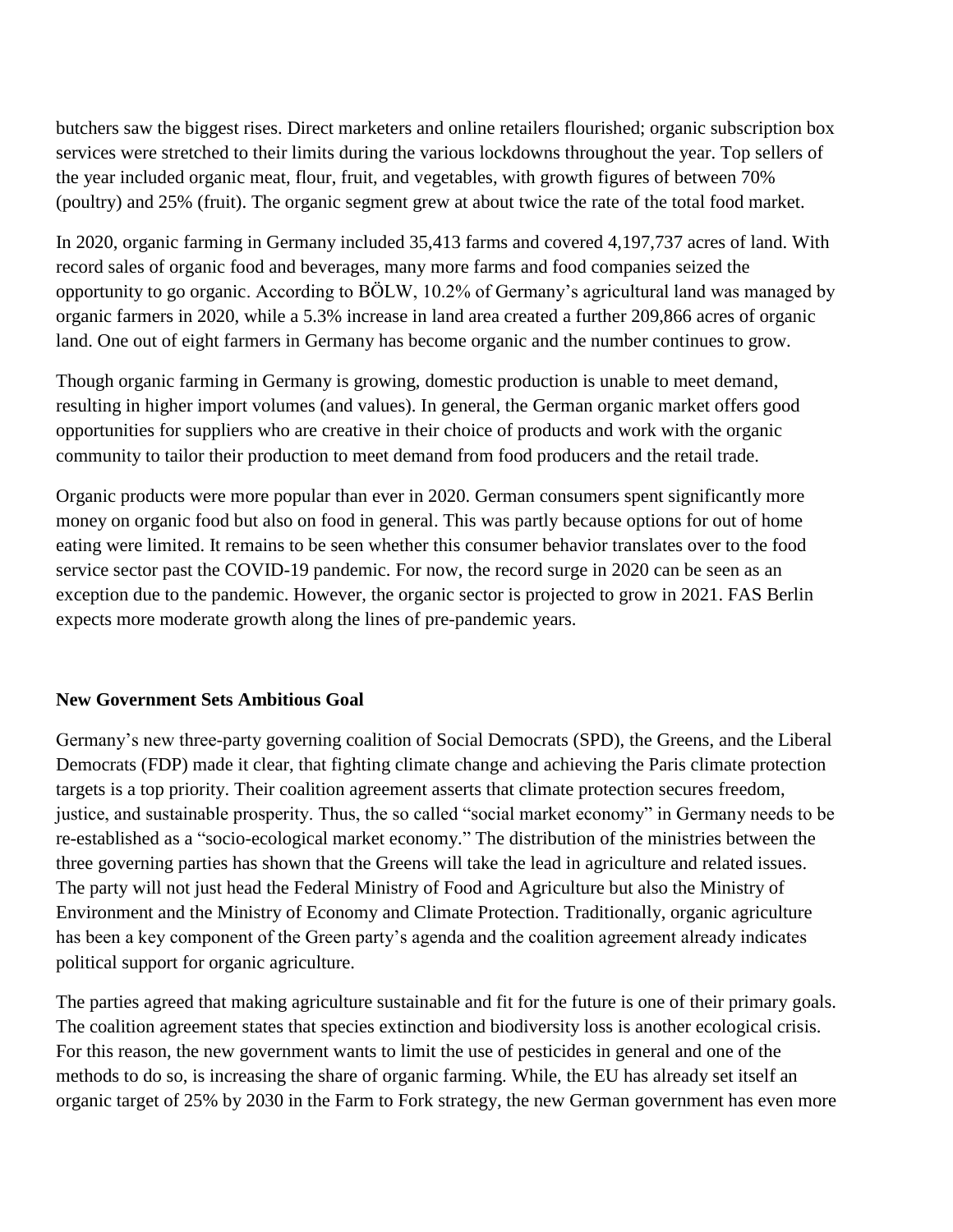butchers saw the biggest rises. Direct marketers and online retailers flourished; organic subscription box services were stretched to their limits during the various lockdowns throughout the year. Top sellers of the year included organic meat, flour, fruit, and vegetables, with growth figures of between 70% (poultry) and 25% (fruit). The organic segment grew at about twice the rate of the total food market.

In 2020, organic farming in Germany included 35,413 farms and covered 4,197,737 acres of land. With record sales of organic food and beverages, many more farms and food companies seized the opportunity to go organic. According to BÖLW, 10.2% of Germany's agricultural land was managed by organic farmers in 2020, while a 5.3% increase in land area created a further 209,866 acres of organic land. One out of eight farmers in Germany has become organic and the number continues to grow.

Though organic farming in Germany is growing, domestic production is unable to meet demand, resulting in higher import volumes (and values). In general, the German organic market offers good opportunities for suppliers who are creative in their choice of products and work with the organic community to tailor their production to meet demand from food producers and the retail trade.

Organic products were more popular than ever in 2020. German consumers spent significantly more money on organic food but also on food in general. This was partly because options for out of home eating were limited. It remains to be seen whether this consumer behavior translates over to the food service sector past the COVID-19 pandemic. For now, the record surge in 2020 can be seen as an exception due to the pandemic. However, the organic sector is projected to grow in 2021. FAS Berlin expects more moderate growth along the lines of pre-pandemic years.

## New Government Sets Ambitious Goal

Germany's new three-party governing coalition of Social Democrats (SPD), the Greens, and the Liberal Democrats (FDP) made it clear, that fighting climate change and achieving the Paris climate protection targets is a top priority. Their coalition agreement asserts that climate protection secures freedom, justice, and sustainable prosperity. Thus, the so called "social market economy" in Germany needs to be re-established as a "socio-ecological market economy." The distribution of the ministries between the three governing parties has shown that the Greens will take the lead in agriculture and related issues. The party will not just head the Federal Ministry of Food and Agriculture but also the Ministry of Environment and the Ministry of Economy and Climate Protection. Traditionally, organic agriculture has been a key component of the Green party's agenda and the coalition agreement already indicates political support for organic agriculture.

The parties agreed that making agriculture sustainable and fit for the future is one of their primary goals. The coalition agreement states that species extinction and biodiversity loss is another ecological crisis. For this reason, the new government wants to limit the use of pesticides in general and one of the methods to do so, is increasing the share of organic farming. While, the EU has already set itself an organic target of 25% by 2030 in the Farm to Fork strategy, the new German government has even more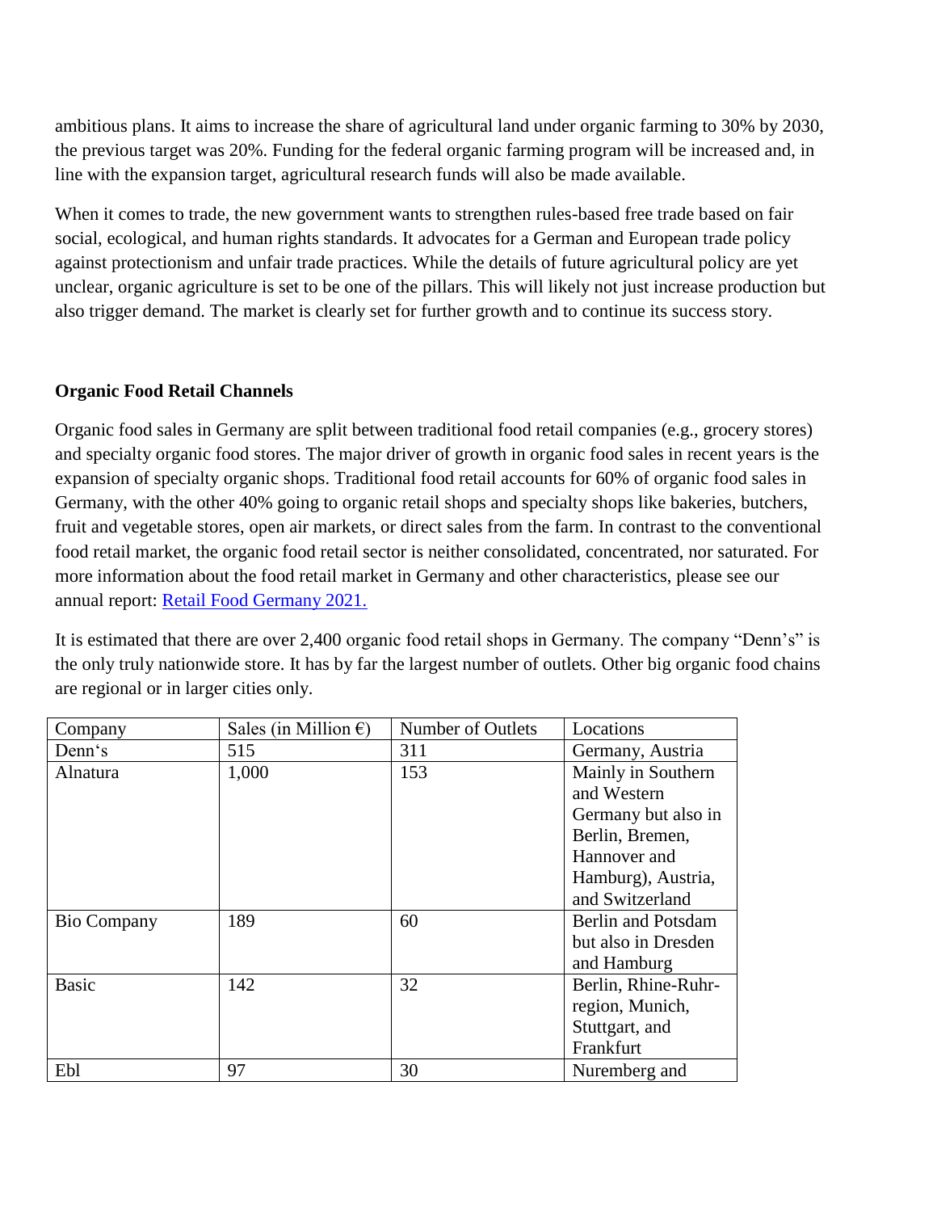ambitious plans. It aims to increase the share of agricultural land under organic farming to 30% by 2030, the previous target was 20%. Funding for the federal organic farming program will be increased and, in line with the expansion target, agricultural research funds will also be made available.

When it comes to trade, the new government wants to strengthen rules-based free trade based on fair social, ecological, and human rights standards. It advocates for a German and European trade policy against protectionism and unfair trade practices. While the details of future agricultural policy are yet unclear, organic agriculture is set to be one of the pillars. This will likely not just increase production but also trigger demand. The market is clearly set for further growth and to continue its success story.

**Organic Food Retail Channels**

Organic food sales in Germany are split between traditional food retail companies (e.g., grocery stores) and specialty organic food stores. The major driver of growth in organic food sales in recent years is the expansion of specialty organic shops. Traditional food retail accounts for 60% of organic food sales in Germany, with the other 40% going to organic retail shops and specialty shops like bakeries, butchers, fruit and vegetable stores, open air markets, or direct sales from the farm. In contrast to the conventional food retail market, the organic food retail sector is neither consolidated, concentrated, nor saturated. For more information about the food retail market in Germany and other characteristics, please see our annual report: [Retail Food Germany 2021.]

It is estimated that there are over 2,400 organic food retail shops in Germany. The company "Denn's" is the only truly nationwide store. It has by far the largest number of outlets. Other big organic food chains are regional or in larger cities only.

| Company | Sales (in Million €) | Number of Outlets | Locations |
|---|---|---|---|
| Denn's | 515 | 311 | Germany, Austria |
| Alnatura | 1,000 | 153 | Mainly in Southern and Western Germany but also in Berlin, Bremen, Hannover and Hamburg), Austria, and Switzerland |
| Bio Company | 189 | 60 | Berlin and Potsdam but also in Dresden and Hamburg |
| Basic | 142 | 32 | Berlin, Rhine-Ruhr-region, Munich, Stuttgart, and Frankfurt |
| Ebl | 97 | 30 | Nuremberg and |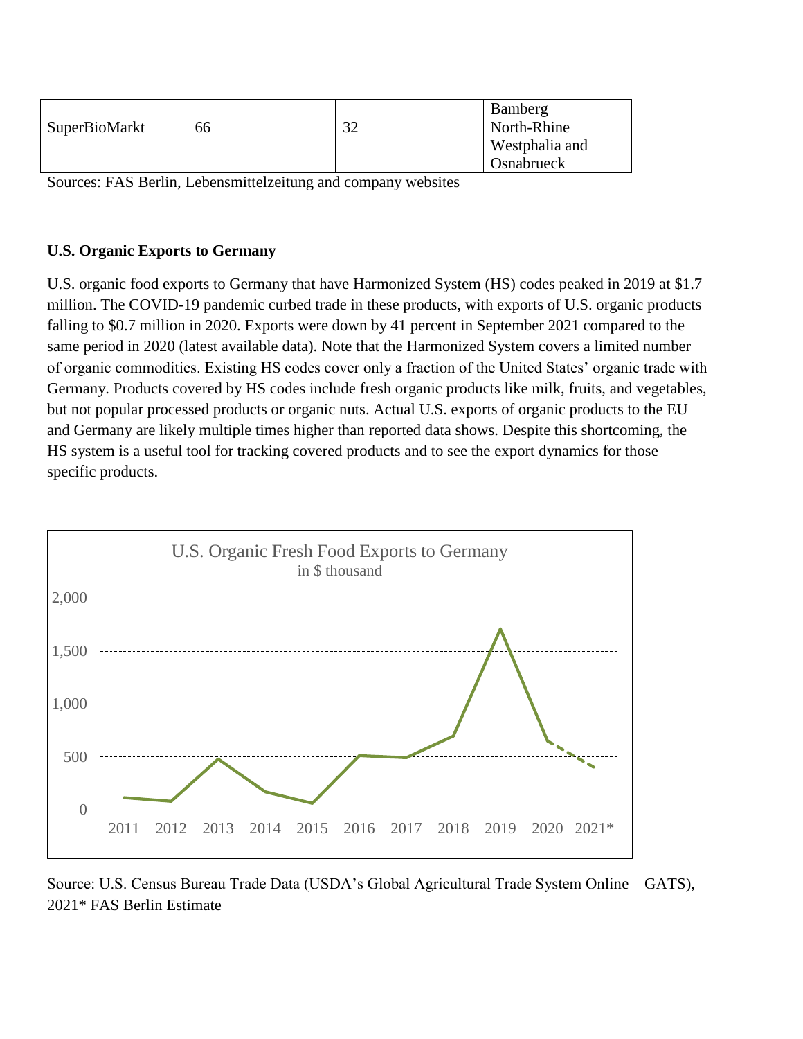| | | | Bamberg |
|---|---|---|---|
| SuperBioMarkt | 66 | 32 | North-Rhine Westphalia and Osnabrueck |

Sources: FAS Berlin, Lebensmittelzeitung and company websites

**U.S. Organic Exports to Germany**

U.S. organic food exports to Germany that have Harmonized System (HS) codes peaked in 2019 at $1.7 million. The COVID-19 pandemic curbed trade in these products, with exports of U.S. organic products falling to $0.7 million in 2020. Exports were down by 41 percent in September 2021 compared to the same period in 2020 (latest available data). Note that the Harmonized System covers a limited number of organic commodities. Existing HS codes cover only a fraction of the United States' organic trade with Germany. Products covered by HS codes include fresh organic products like milk, fruits, and vegetables, but not popular processed products or organic nuts. Actual U.S. exports of organic products to the EU and Germany are likely multiple times higher than reported data shows. Despite this shortcoming, the HS system is a useful tool for tracking covered products and to see the export dynamics for those specific products.

U.S. Organic Fresh Food Exports to Germany
in $ thousand

Source: U.S. Census Bureau Trade Data (USDA's Global Agricultural Trade System Online – GATS), 2021* FAS Berlin Estimate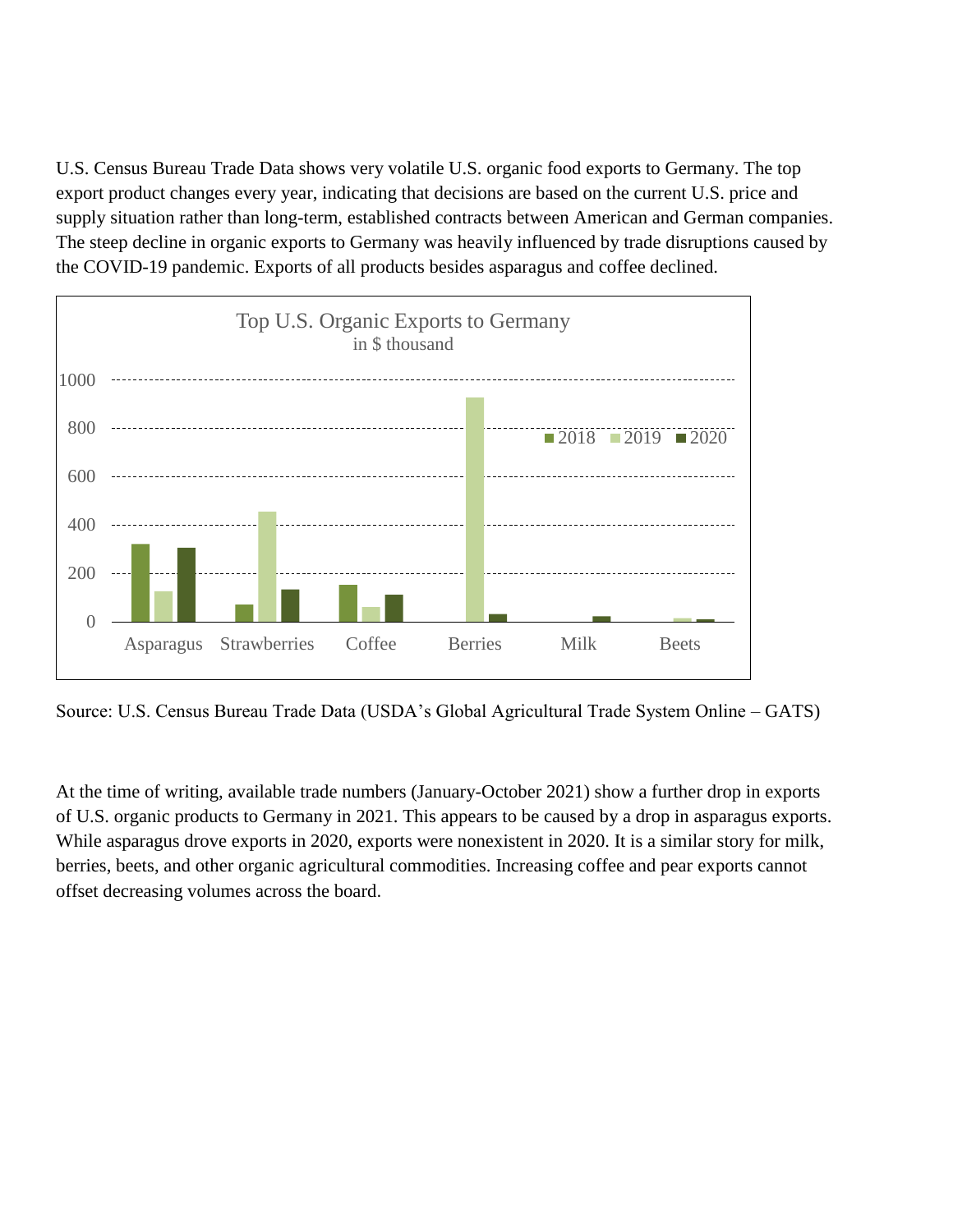U.S. Census Bureau Trade Data shows very volatile U.S. organic food exports to Germany. The top export product changes every year, indicating that decisions are based on the current U.S. price and supply situation rather than long-term, established contracts between American and German companies. The steep decline in organic exports to Germany was heavily influenced by trade disruptions caused by the COVID-19 pandemic. Exports of all products besides asparagus and coffee declined.

Top U.S. Organic Exports to Germany
in $ thousand

Source: U.S. Census Bureau Trade Data (USDA's Global Agricultural Trade System Online – GATS)

At the time of writing, available trade numbers (January-October 2021) show a further drop in exports of U.S. organic products to Germany in 2021. This appears to be caused by a drop in asparagus exports. While asparagus drove exports in 2020, exports were nonexistent in 2020. It is a similar story for milk, berries, beets, and other organic agricultural commodities. Increasing coffee and pear exports cannot offset decreasing volumes across the board.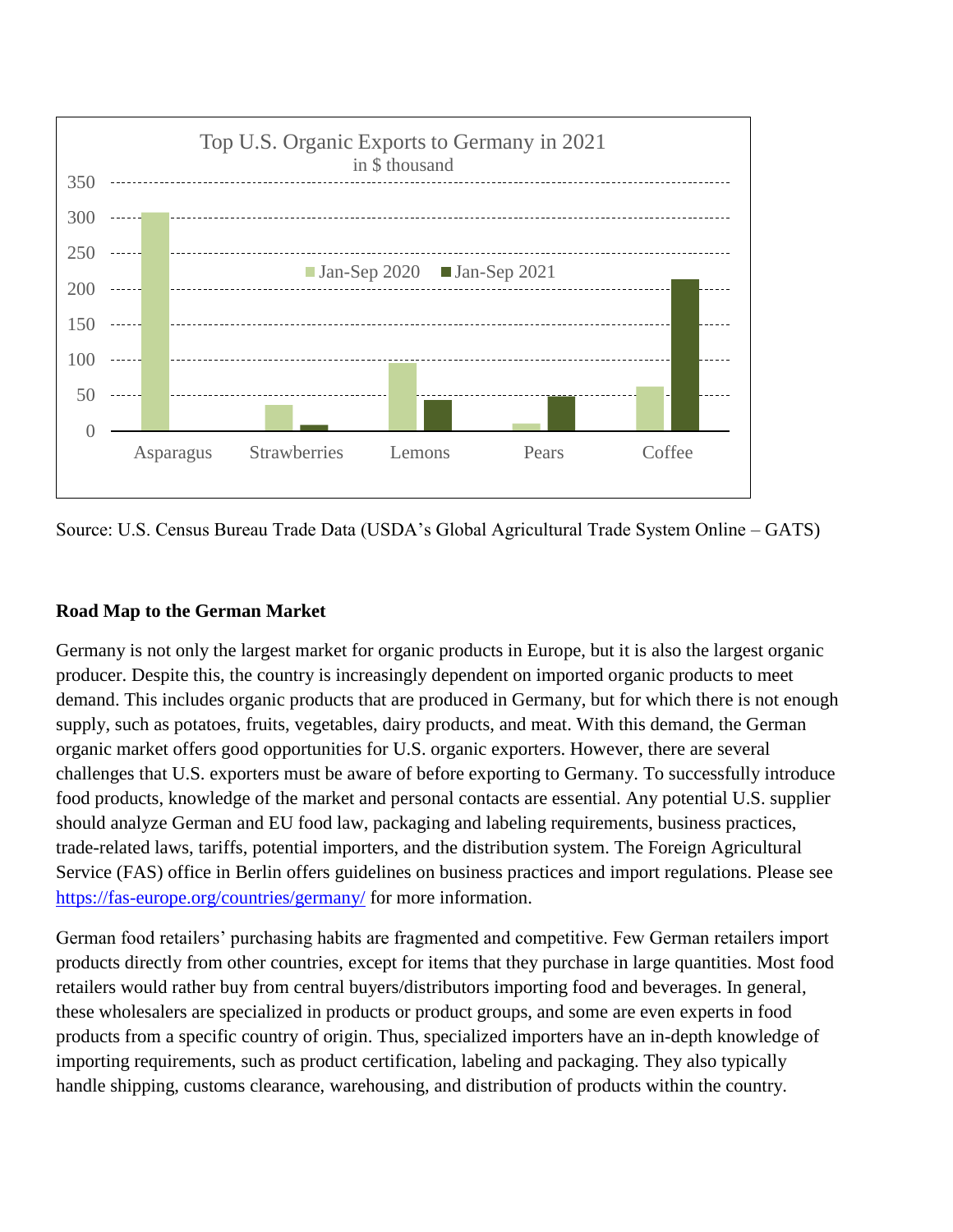Top U.S. Organic Exports to Germany in 2021
in $ thousand

Source: U.S. Census Bureau Trade Data (USDA's Global Agricultural Trade System Online – GATS)

**Road Map to the German Market**

Germany is not only the largest market for organic products in Europe, but it is also the largest organic producer. Despite this, the country is increasingly dependent on imported organic products to meet demand. This includes organic products that are produced in Germany, but for which there is not enough supply, such as potatoes, fruits, vegetables, dairy products, and meat. With this demand, the German organic market offers good opportunities for U.S. organic exporters. However, there are several challenges that U.S. exporters must be aware of before exporting to Germany. To successfully introduce food products, knowledge of the market and personal contacts are essential. Any potential U.S. supplier should analyze German and EU food law, packaging and labeling requirements, business practices, trade-related laws, tariffs, potential importers, and the distribution system. The Foreign Agricultural Service (FAS) office in Berlin offers guidelines on business practices and import regulations. Please see [https://fas-europe.org/countries/germany/](https://fas-europe.org/countries/germany/) for more information.

German food retailers' purchasing habits are fragmented and competitive. Few German retailers import products directly from other countries, except for items that they purchase in large quantities. Most food retailers would rather buy from central buyers/distributors importing food and beverages. In general, these wholesalers are specialized in products or product groups, and some are even experts in food products from a specific country of origin. Thus, specialized importers have an in-depth knowledge of importing requirements, such as product certification, labeling and packaging. They also typically handle shipping, customs clearance, warehousing, and distribution of products within the country.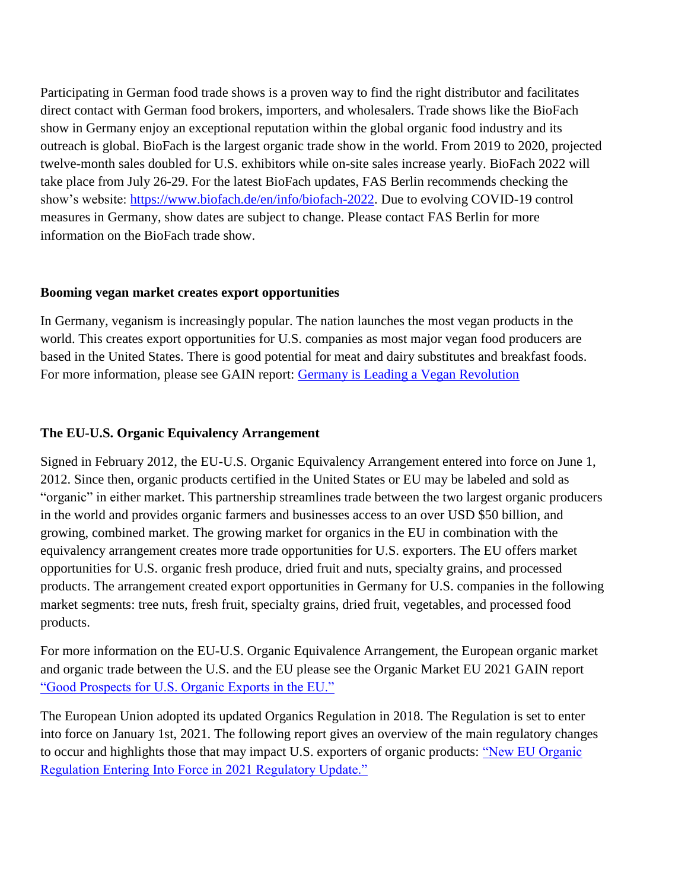Participating in German food trade shows is a proven way to find the right distributor and facilitates direct contact with German food brokers, importers, and wholesalers. Trade shows like the BioFach show in Germany enjoy an exceptional reputation within the global organic food industry and its outreach is global. BioFach is the largest organic trade show in the world. From 2019 to 2020, projected twelve-month sales doubled for U.S. exhibitors while on-site sales increase yearly. BioFach 2022 will take place from July 26-29. For the latest BioFach updates, FAS Berlin recommends checking the show's website: [https://www.biofach.de/en/info/biofach-2022](https://www.biofach.de/en/info/biofach-2022). Due to evolving COVID-19 control measures in Germany, show dates are subject to change. Please contact FAS Berlin for more information on the BioFach trade show.

**Booming vegan market creates export opportunities**

In Germany, veganism is increasingly popular. The nation launches the most vegan products in the world. This creates export opportunities for U.S. companies as most major vegan food producers are based in the United States. There is good potential for meat and dairy substitutes and breakfast foods. For more information, please see GAIN report: Germany is Leading a Vegan Revolution

**The EU-U.S. Organic Equivalency Arrangement**

Signed in February 2012, the EU-U.S. Organic Equivalency Arrangement entered into force on June 1, 2012. Since then, organic products certified in the United States or EU may be labeled and sold as "organic" in either market. This partnership streamlines trade between the two largest organic producers in the world and provides organic farmers and businesses access to an over USD $50 billion, and growing, combined market. The growing market for organics in the EU in combination with the equivalency arrangement creates more trade opportunities for U.S. exporters. The EU offers market opportunities for U.S. organic fresh produce, dried fruit and nuts, specialty grains, and processed products. The arrangement created export opportunities in Germany for U.S. companies in the following market segments: tree nuts, fresh fruit, specialty grains, dried fruit, vegetables, and processed food products.

For more information on the EU-U.S. Organic Equivalence Arrangement, the European organic market and organic trade between the U.S. and the EU please see the Organic Market EU 2021 GAIN report "Good Prospects for U.S. Organic Exports in the EU."

The European Union adopted its updated Organics Regulation in 2018. The Regulation is set to enter into force on January 1st, 2021. The following report gives an overview of the main regulatory changes to occur and highlights those that may impact U.S. exporters of organic products: "New EU Organic Regulation Entering Into Force in 2021 Regulatory Update."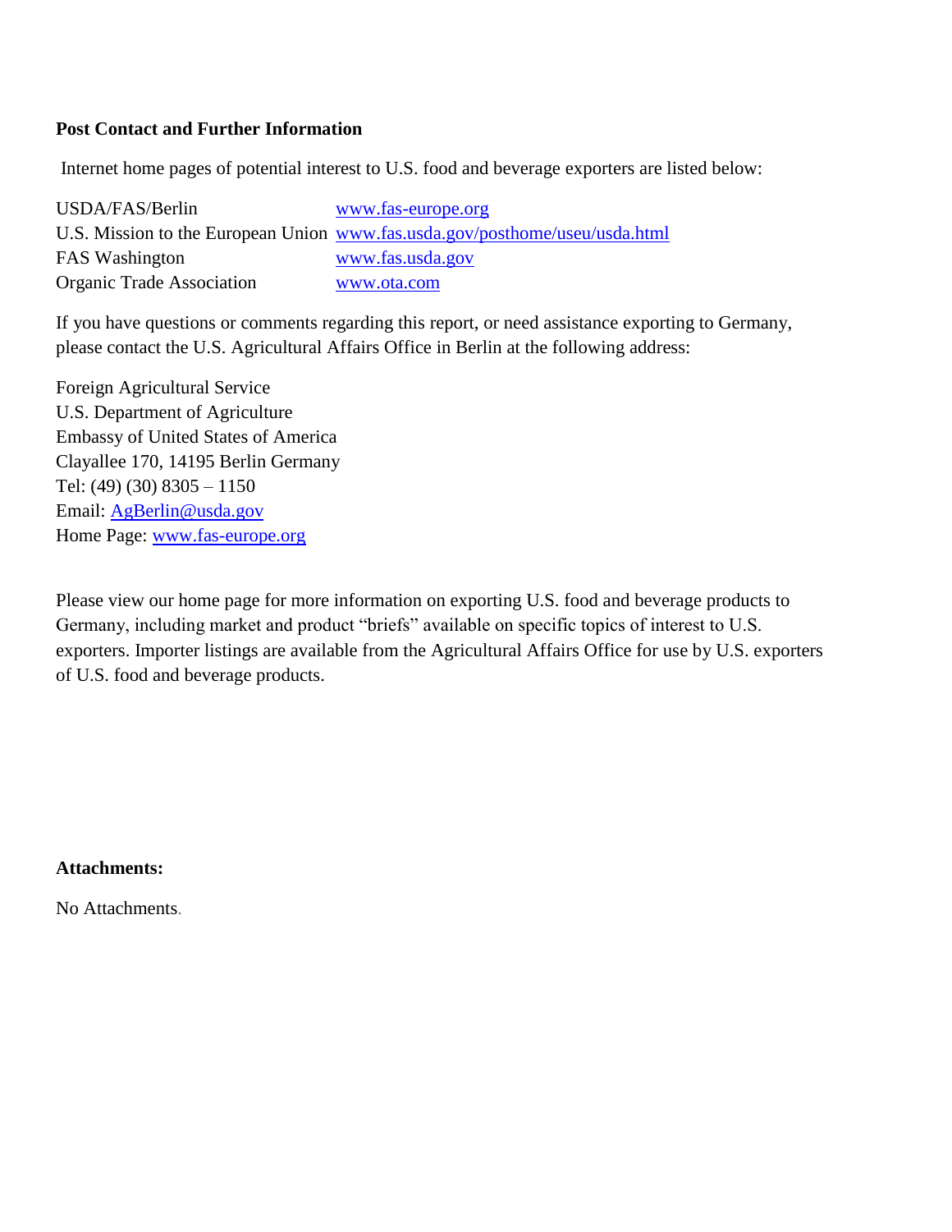**Post Contact and Further Information**

Internet home pages of potential interest to U.S. food and beverage exporters are listed below:

| | |
|---|---|
| USDA/FAS/Berlin | www.fas-europe.org |
| U.S. Mission to the European Union | www.fas.usda.gov/posthome/useu/usda.html |
| FAS Washington | www.fas.usda.gov |
| Organic Trade Association | www.ota.com |

If you have questions or comments regarding this report, or need assistance exporting to Germany, please contact the U.S. Agricultural Affairs Office in Berlin at the following address:

Foreign Agricultural Service
U.S. Department of Agriculture
Embassy of United States of America
Clayallee 170, 14195 Berlin Germany
Tel: (49) (30) 8305 – 1150
Email: AgBerlin@usda.gov
Home Page: www.fas-europe.org

Please view our home page for more information on exporting U.S. food and beverage products to Germany, including market and product "briefs" available on specific topics of interest to U.S. exporters. Importer listings are available from the Agricultural Affairs Office for use by U.S. exporters of U.S. food and beverage products.

**Attachments:**

No Attachments.